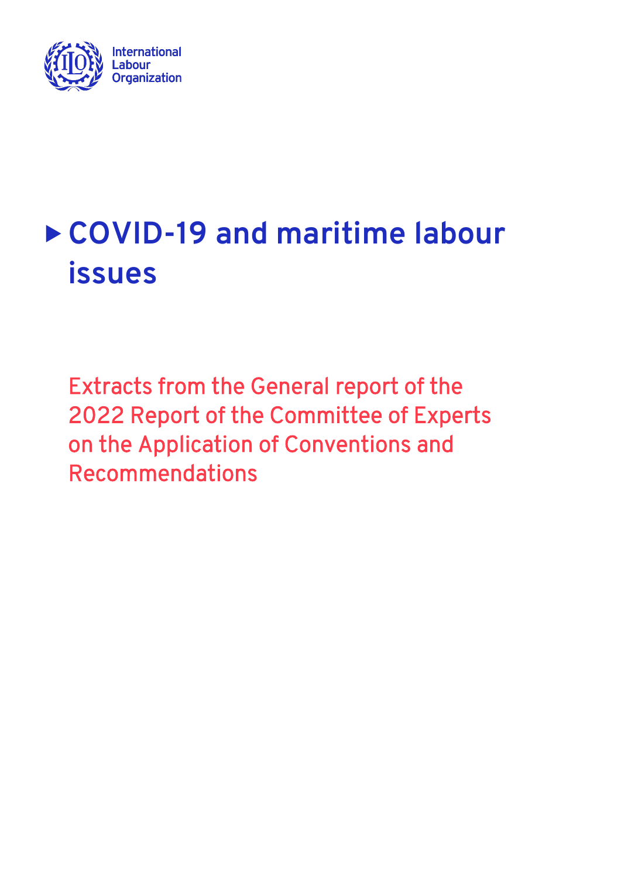International Labour Organization

# COVID-19 and maritime labour issues

Extracts from the General report of the 2022 Report of the Committee of Experts on the Application of Conventions and Recommendations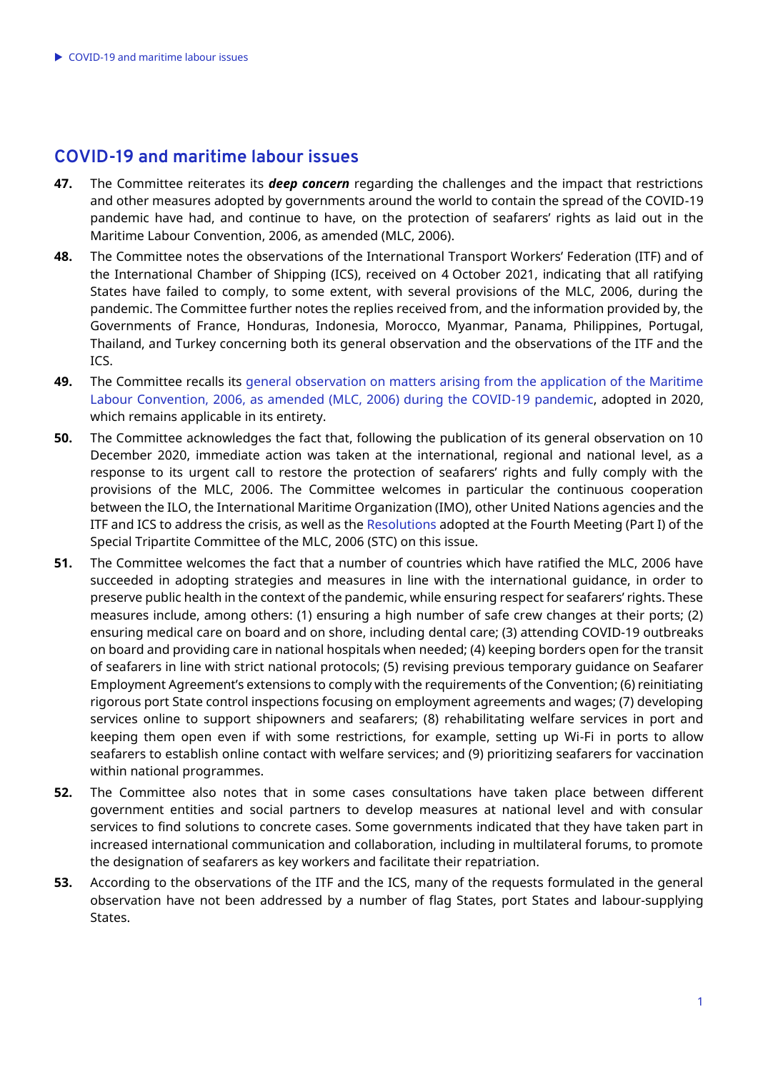## COVID-19 and maritime labour issues

**47.** The Committee reiterates its ***deep concern*** regarding the challenges and the impact that restrictions and other measures adopted by governments around the world to contain the spread of the COVID-19 pandemic have had, and continue to have, on the protection of seafarers' rights as laid out in the Maritime Labour Convention, 2006, as amended (MLC, 2006).

**48.** The Committee notes the observations of the International Transport Workers' Federation (ITF) and of the International Chamber of Shipping (ICS), received on 4 October 2021, indicating that all ratifying States have failed to comply, to some extent, with several provisions of the MLC, 2006, during the pandemic. The Committee further notes the replies received from, and the information provided by, the Governments of France, Honduras, Indonesia, Morocco, Myanmar, Panama, Philippines, Portugal, Thailand, and Turkey concerning both its general observation and the observations of the ITF and the ICS.

**49.** The Committee recalls its general observation on matters arising from the application of the Maritime Labour Convention, 2006, as amended (MLC, 2006) during the COVID-19 pandemic, adopted in 2020, which remains applicable in its entirety.

**50.** The Committee acknowledges the fact that, following the publication of its general observation on 10 December 2020, immediate action was taken at the international, regional and national level, as a response to its urgent call to restore the protection of seafarers' rights and fully comply with the provisions of the MLC, 2006. The Committee welcomes in particular the continuous cooperation between the ILO, the International Maritime Organization (IMO), other United Nations agencies and the ITF and ICS to address the crisis, as well as the Resolutions adopted at the Fourth Meeting (Part I) of the Special Tripartite Committee of the MLC, 2006 (STC) on this issue.

**51.** The Committee welcomes the fact that a number of countries which have ratified the MLC, 2006 have succeeded in adopting strategies and measures in line with the international guidance, in order to preserve public health in the context of the pandemic, while ensuring respect for seafarers' rights. These measures include, among others: (1) ensuring a high number of safe crew changes at their ports; (2) ensuring medical care on board and on shore, including dental care; (3) attending COVID-19 outbreaks on board and providing care in national hospitals when needed; (4) keeping borders open for the transit of seafarers in line with strict national protocols; (5) revising previous temporary guidance on Seafarer Employment Agreement's extensions to comply with the requirements of the Convention; (6) reinitiating rigorous port State control inspections focusing on employment agreements and wages; (7) developing services online to support shipowners and seafarers; (8) rehabilitating welfare services in port and keeping them open even if with some restrictions, for example, setting up Wi-Fi in ports to allow seafarers to establish online contact with welfare services; and (9) prioritizing seafarers for vaccination within national programmes.

**52.** The Committee also notes that in some cases consultations have taken place between different government entities and social partners to develop measures at national level and with consular services to find solutions to concrete cases. Some governments indicated that they have taken part in increased international communication and collaboration, including in multilateral forums, to promote the designation of seafarers as key workers and facilitate their repatriation.

**53.** According to the observations of the ITF and the ICS, many of the requests formulated in the general observation have not been addressed by a number of flag States, port States and labour-supplying States.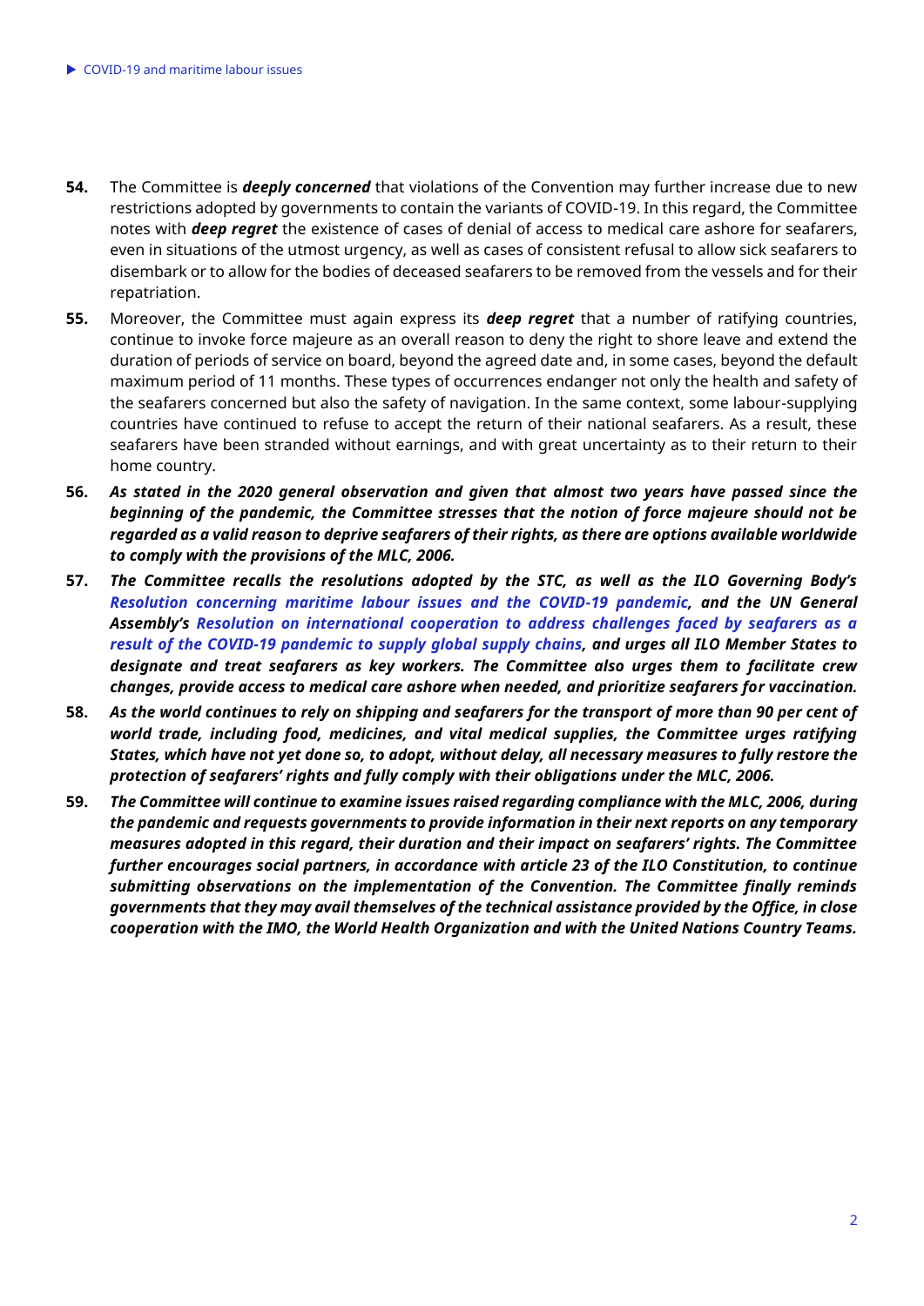**54.** The Committee is ***deeply concerned*** that violations of the Convention may further increase due to new restrictions adopted by governments to contain the variants of COVID-19. In this regard, the Committee notes with ***deep regret*** the existence of cases of denial of access to medical care ashore for seafarers, even in situations of the utmost urgency, as well as cases of consistent refusal to allow sick seafarers to disembark or to allow for the bodies of deceased seafarers to be removed from the vessels and for their repatriation.

**55.** Moreover, the Committee must again express its ***deep regret*** that a number of ratifying countries, continue to invoke force majeure as an overall reason to deny the right to shore leave and extend the duration of periods of service on board, beyond the agreed date and, in some cases, beyond the default maximum period of 11 months. These types of occurrences endanger not only the health and safety of the seafarers concerned but also the safety of navigation. In the same context, some labour-supplying countries have continued to refuse to accept the return of their national seafarers. As a result, these seafarers have been stranded without earnings, and with great uncertainty as to their return to their home country.

**56.** ***As stated in the 2020 general observation and given that almost two years have passed since the beginning of the pandemic, the Committee stresses that the notion of force majeure should not be regarded as a valid reason to deprive seafarers of their rights, as there are options available worldwide to comply with the provisions of the MLC, 2006.***

**57.** ***The Committee recalls the resolutions adopted by the STC, as well as the ILO Governing Body's Resolution concerning maritime labour issues and the COVID-19 pandemic, and the UN General Assembly's Resolution on international cooperation to address challenges faced by seafarers as a result of the COVID-19 pandemic to supply global supply chains, and urges all ILO Member States to designate and treat seafarers as key workers. The Committee also urges them to facilitate crew changes, provide access to medical care ashore when needed, and prioritize seafarers for vaccination.***

**58.** ***As the world continues to rely on shipping and seafarers for the transport of more than 90 per cent of world trade, including food, medicines, and vital medical supplies, the Committee urges ratifying States, which have not yet done so, to adopt, without delay, all necessary measures to fully restore the protection of seafarers' rights and fully comply with their obligations under the MLC, 2006.***

**59.** ***The Committee will continue to examine issues raised regarding compliance with the MLC, 2006, during the pandemic and requests governments to provide information in their next reports on any temporary measures adopted in this regard, their duration and their impact on seafarers' rights. The Committee further encourages social partners, in accordance with article 23 of the ILO Constitution, to continue submitting observations on the implementation of the Convention. The Committee finally reminds governments that they may avail themselves of the technical assistance provided by the Office, in close cooperation with the IMO, the World Health Organization and with the United Nations Country Teams.***